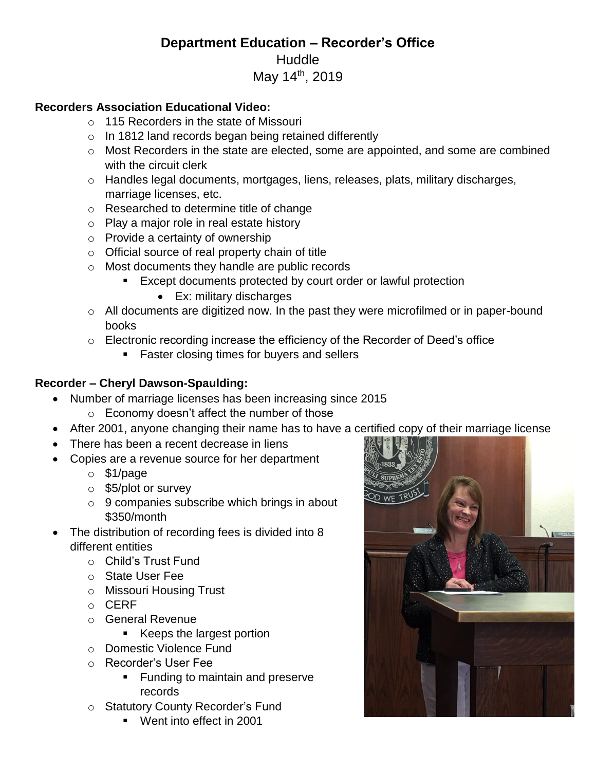# Department Education – Recorder's Office

Huddle

May 14th, 2019

**Recorders Association Educational Video:**

- 115 Recorders in the state of Missouri
- In 1812 land records began being retained differently
- Most Recorders in the state are elected, some are appointed, and some are combined with the circuit clerk
- Handles legal documents, mortgages, liens, releases, plats, military discharges, marriage licenses, etc.
- Researched to determine title of change
- Play a major role in real estate history
- Provide a certainty of ownership
- Official source of real property chain of title
- Most documents they handle are public records
  - Except documents protected by court order or lawful protection
    - Ex: military discharges
- All documents are digitized now. In the past they were microfilmed or in paper-bound books
- Electronic recording increase the efficiency of the Recorder of Deed's office
  - Faster closing times for buyers and sellers

**Recorder – Cheryl Dawson-Spaulding:**

- Number of marriage licenses has been increasing since 2015
  - Economy doesn't affect the number of those
- After 2001, anyone changing their name has to have a certified copy of their marriage license
- There has been a recent decrease in liens
- Copies are a revenue source for her department
  - $1/page
  - $5/plot or survey
  - 9 companies subscribe which brings in about $350/month
- The distribution of recording fees is divided into 8 different entities
  - Child's Trust Fund
  - State User Fee
  - Missouri Housing Trust
  - CERF
  - General Revenue
    - Keeps the largest portion
  - Domestic Violence Fund
  - Recorder's User Fee
    - Funding to maintain and preserve records
  - Statutory County Recorder's Fund
    - Went into effect in 2001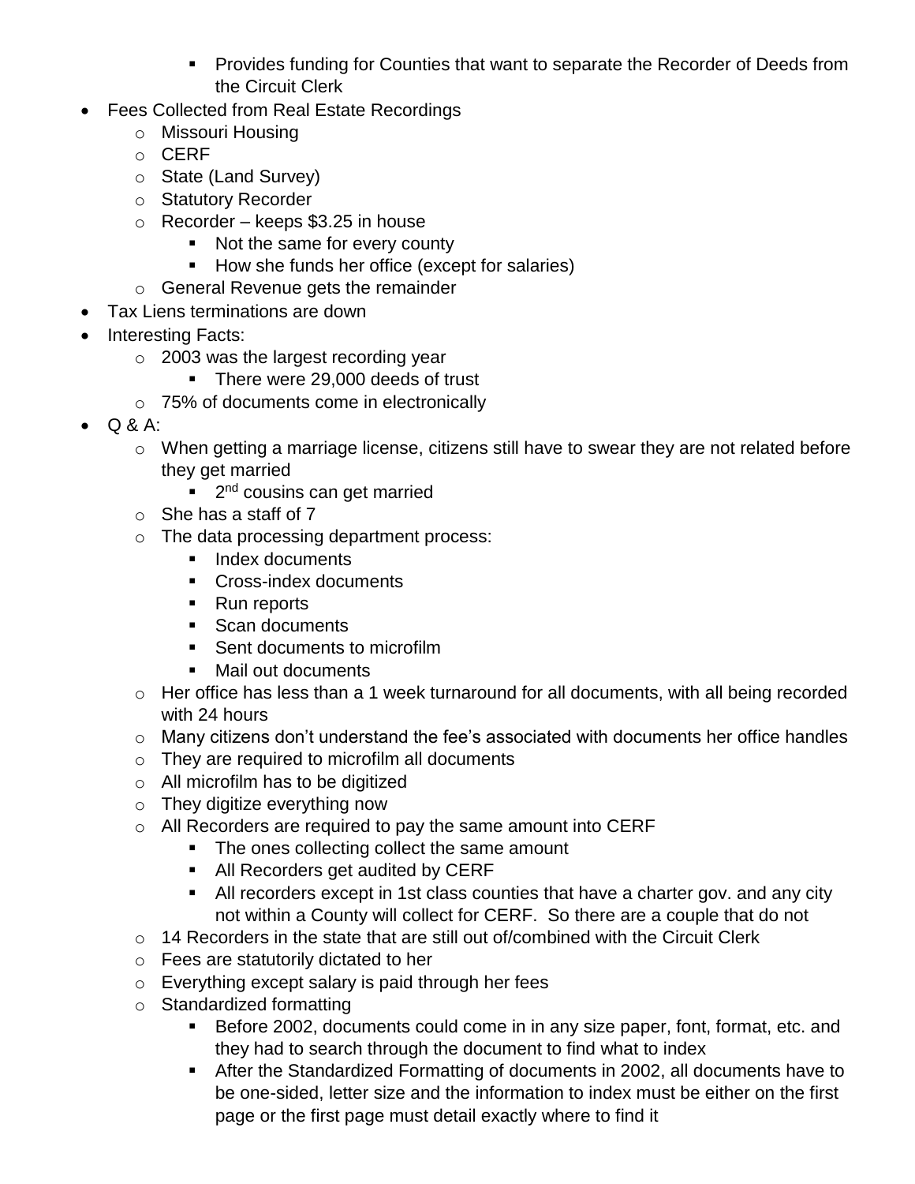- Provides funding for Counties that want to separate the Recorder of Deeds from the Circuit Clerk
- Fees Collected from Real Estate Recordings
    - Missouri Housing
    - CERF
    - State (Land Survey)
    - Statutory Recorder
    - Recorder – keeps $3.25 in house
        - Not the same for every county
        - How she funds her office (except for salaries)
    - General Revenue gets the remainder
- Tax Liens terminations are down
- Interesting Facts:
    - 2003 was the largest recording year
        - There were 29,000 deeds of trust
    - 75% of documents come in electronically
- Q & A:
    - When getting a marriage license, citizens still have to swear they are not related before they get married
        - 2nd cousins can get married
    - She has a staff of 7
    - The data processing department process:
        - Index documents
        - Cross-index documents
        - Run reports
        - Scan documents
        - Sent documents to microfilm
        - Mail out documents
    - Her office has less than a 1 week turnaround for all documents, with all being recorded with 24 hours
    - Many citizens don't understand the fee's associated with documents her office handles
    - They are required to microfilm all documents
    - All microfilm has to be digitized
    - They digitize everything now
    - All Recorders are required to pay the same amount into CERF
        - The ones collecting collect the same amount
        - All Recorders get audited by CERF
        - All recorders except in 1st class counties that have a charter gov. and any city not within a County will collect for CERF. So there are a couple that do not
    - 14 Recorders in the state that are still out of/combined with the Circuit Clerk
    - Fees are statutorily dictated to her
    - Everything except salary is paid through her fees
    - Standardized formatting
        - Before 2002, documents could come in in any size paper, font, format, etc. and they had to search through the document to find what to index
        - After the Standardized Formatting of documents in 2002, all documents have to be one-sided, letter size and the information to index must be either on the first page or the first page must detail exactly where to find it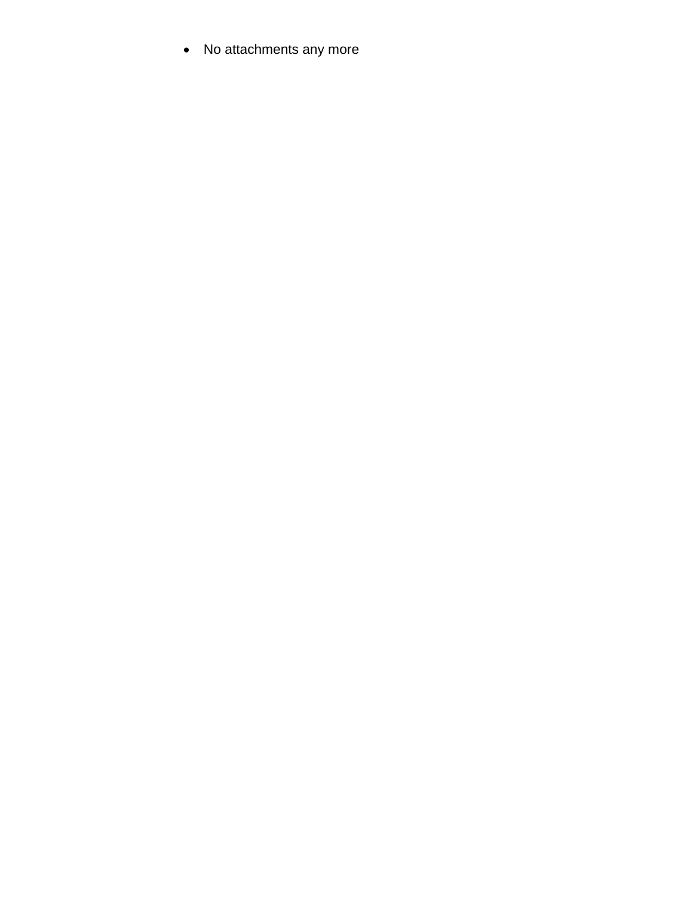- No attachments any more